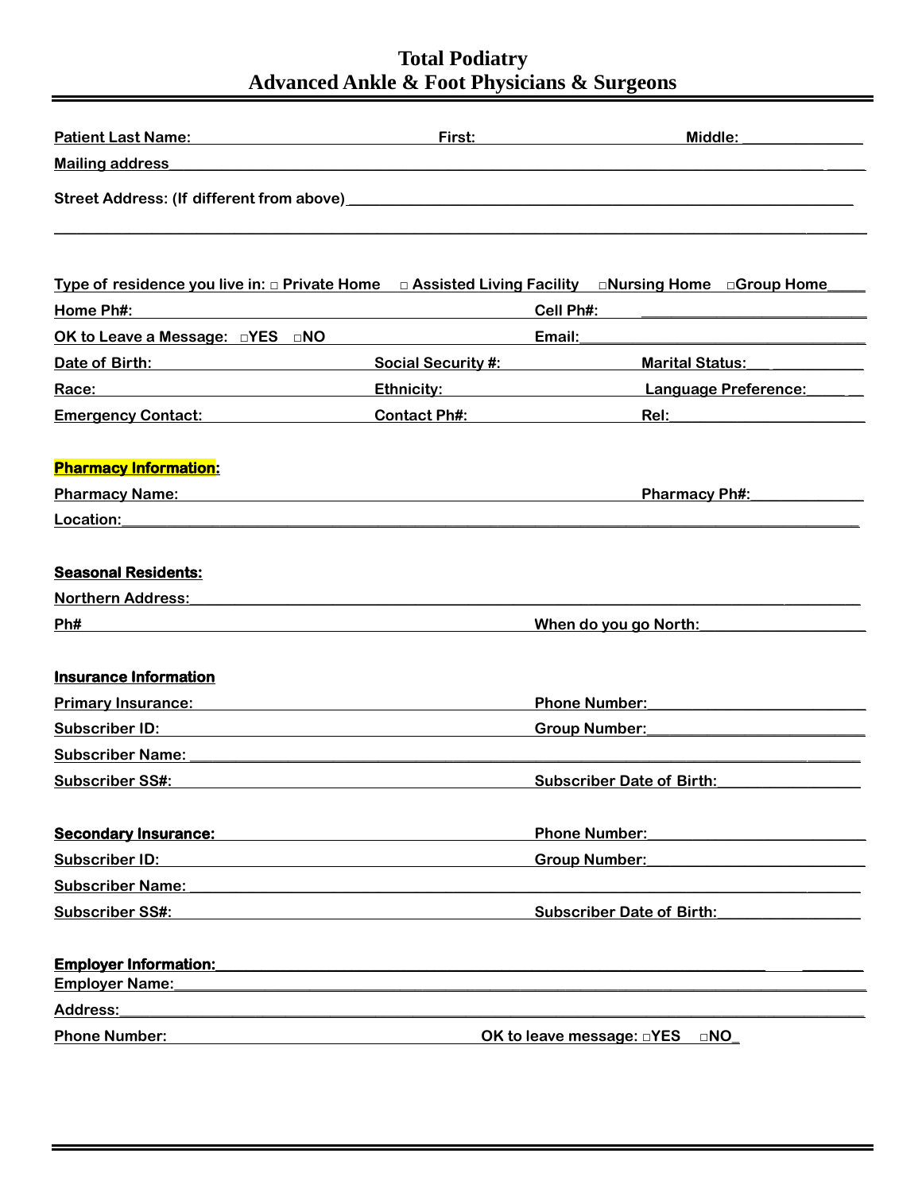# Total Podiatry
## Advanced Ankle & Foot Physicians & Surgeons

**Patient Last Name:** ______________________ **First:** ______________________ **Middle:** ______________

**Mailing address** ____________________________________________________________

**Street Address: (If different from above)** ____________________________________________

____________________________________________________________________________

**Type of residence you live in:** □ Private Home □ Assisted Living Facility □Nursing Home □Group Home____

**Home Ph#:** ______________________ **Cell Ph#:** ______________________

**OK to Leave a Message:** □YES □NO **Email:** ______________________

**Date of Birth:** ______________ **Social Security #:** ______________ **Marital Status:** ______________

**Race:** ______________ **Ethnicity:** ______________ **Language Preference:** ______________

**Emergency Contact:** ______________ **Contact Ph#:** ______________ **Rel:** ______________

**Pharmacy Information:**

**Pharmacy Name:** ______________________________________ **Pharmacy Ph#:** ______________

**Location:** ____________________________________________________________

**Seasonal Residents:**

**Northern Address:** ____________________________________________________________

**Ph#** ______________________________________ **When do you go North:** ______________

**Insurance Information**

**Primary Insurance:** ______________________________ **Phone Number:** ______________________

**Subscriber ID:** ______________________________ **Group Number:** ______________________

**Subscriber Name:** ____________________________________________________________

**Subscriber SS#:** ______________________________ **Subscriber Date of Birth:** ______________

**Secondary Insurance:** ______________________________ **Phone Number:** ______________________

**Subscriber ID:** ______________________________ **Group Number:** ______________________

**Subscriber Name:** ____________________________________________________________

**Subscriber SS#:** ______________________________ **Subscriber Date of Birth:** ______________

**Employer Information:** ____________________________________________________________

**Employer Name:** ____________________________________________________________

**Address:** ____________________________________________________________

**Phone Number:** ______________________________ **OK to leave message:** □YES □NO_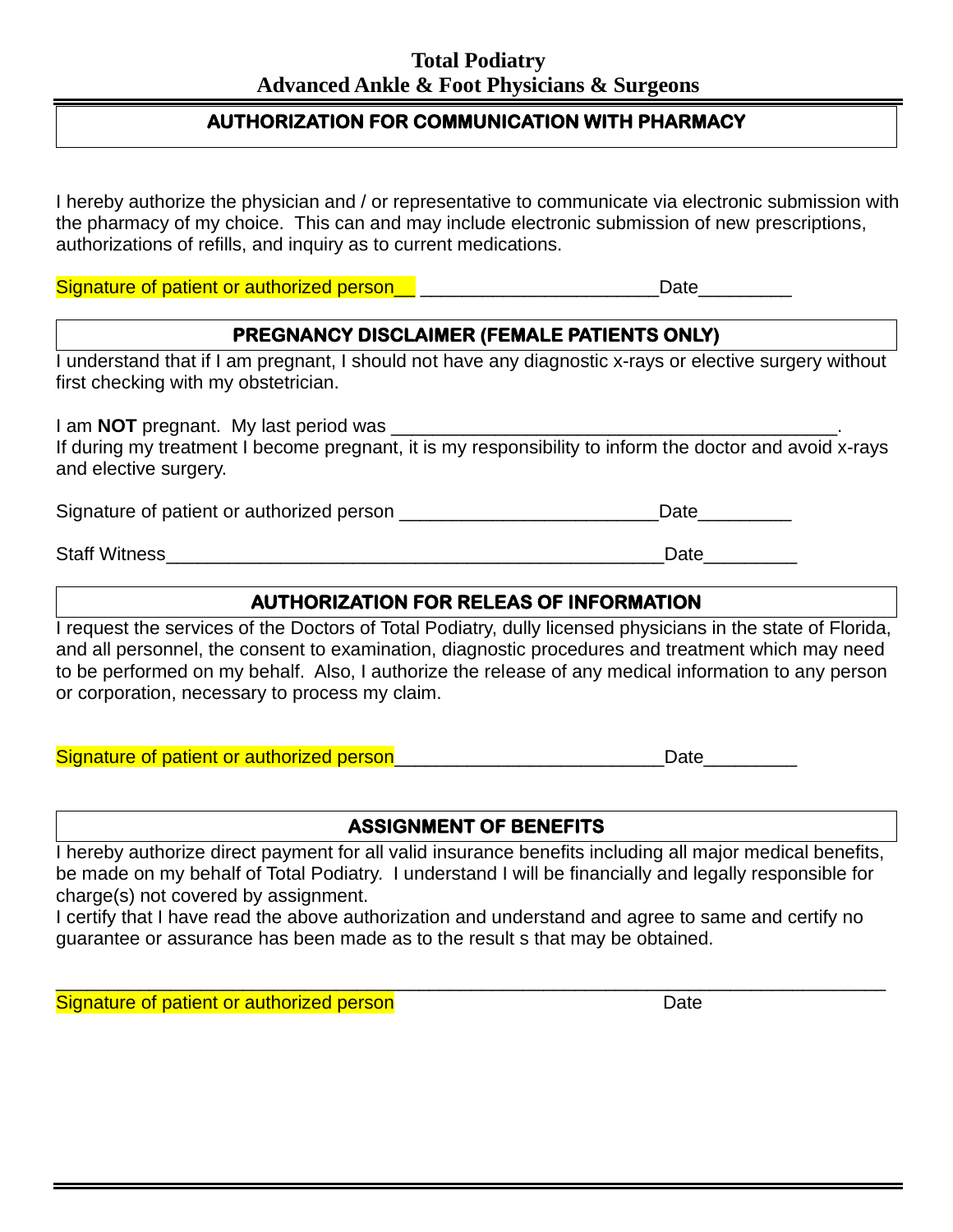**Total Podiatry**
**Advanced Ankle & Foot Physicians & Surgeons**

## AUTHORIZATION FOR COMMUNICATION WITH PHARMACY

I hereby authorize the physician and / or representative to communicate via electronic submission with the pharmacy of my choice. This can and may include electronic submission of new prescriptions, authorizations of refills, and inquiry as to current medications.

Signature of patient or authorized person__ ______________________Date_________

## PREGNANCY DISCLAIMER (FEMALE PATIENTS ONLY)

I understand that if I am pregnant, I should not have any diagnostic x-rays or elective surgery without first checking with my obstetrician.

I am **NOT** pregnant. My last period was ___________________________________________.
If during my treatment I become pregnant, it is my responsibility to inform the doctor and avoid x-rays and elective surgery.

Signature of patient or authorized person ________________________Date_________

Staff Witness______________________________________________Date_________

## AUTHORIZATION FOR RELEAS OF INFORMATION

I request the services of the Doctors of Total Podiatry, dully licensed physicians in the state of Florida, and all personnel, the consent to examination, diagnostic procedures and treatment which may need to be performed on my behalf. Also, I authorize the release of any medical information to any person or corporation, necessary to process my claim.

Signature of patient or authorized person_________________________Date_________

## ASSIGNMENT OF BENEFITS

I hereby authorize direct payment for all valid insurance benefits including all major medical benefits, be made on my behalf of Total Podiatry. I understand I will be financially and legally responsible for charge(s) not covered by assignment.
I certify that I have read the above authorization and understand and agree to same and certify no guarantee or assurance has been made as to the result s that may be obtained.

_____________________________________________________________________________

Signature of patient or authorized person Date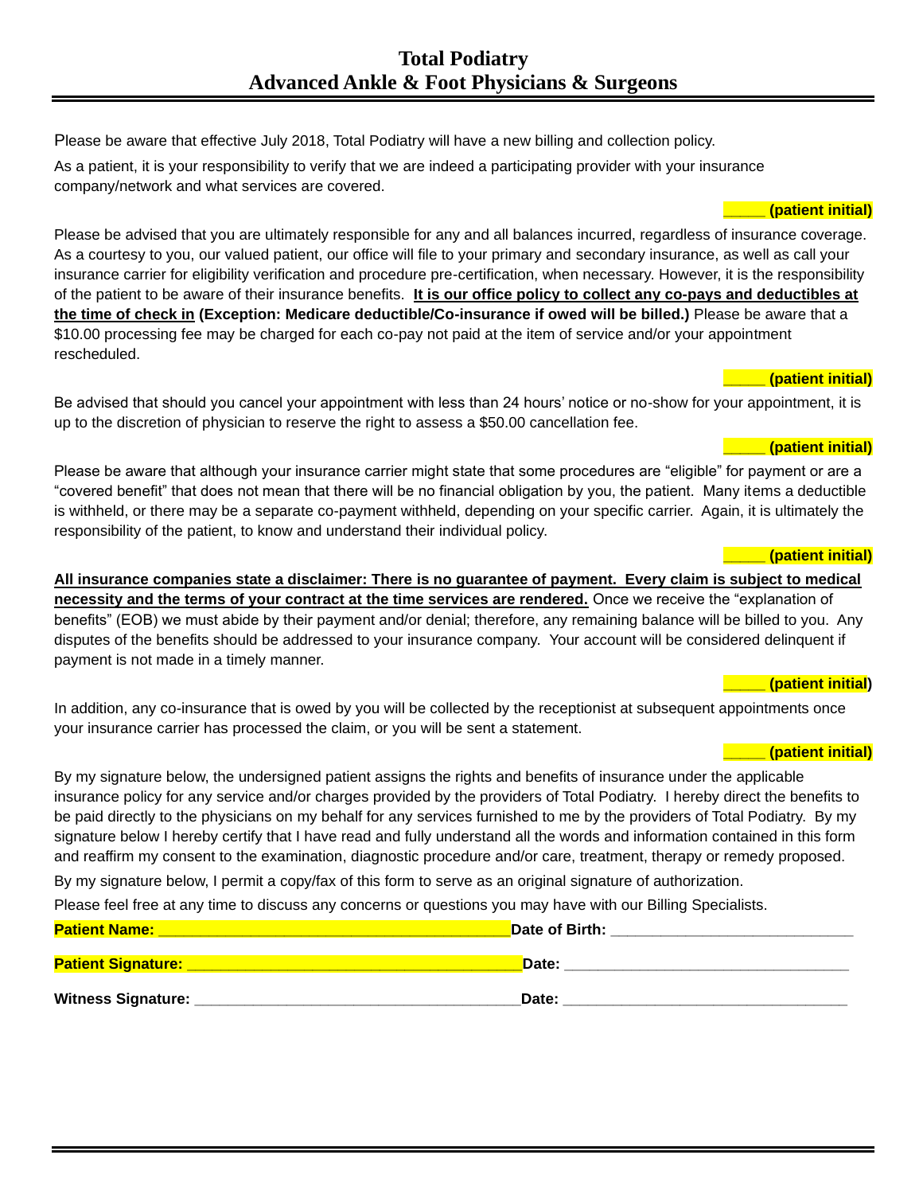# Total Podiatry
## Advanced Ankle & Foot Physicians & Surgeons

Please be aware that effective July 2018, Total Podiatry will have a new billing and collection policy.

As a patient, it is your responsibility to verify that we are indeed a participating provider with your insurance company/network and what services are covered.

**_____ (patient initial)**

Please be advised that you are ultimately responsible for any and all balances incurred, regardless of insurance coverage. As a courtesy to you, our valued patient, our office will file to your primary and secondary insurance, as well as call your insurance carrier for eligibility verification and procedure pre-certification, when necessary. However, it is the responsibility of the patient to be aware of their insurance benefits. **<u>It is our office policy to collect any co-pays and deductibles at the time of check in</u> (Exception: Medicare deductible/Co-insurance if owed will be billed.)** Please be aware that a $10.00 processing fee may be charged for each co-pay not paid at the item of service and/or your appointment rescheduled.

**_____ (patient initial)**

Be advised that should you cancel your appointment with less than 24 hours' notice or no-show for your appointment, it is up to the discretion of physician to reserve the right to assess a $50.00 cancellation fee.

**_____ (patient initial)**

Please be aware that although your insurance carrier might state that some procedures are "eligible" for payment or are a "covered benefit" that does not mean that there will be no financial obligation by you, the patient. Many items a deductible is withheld, or there may be a separate co-payment withheld, depending on your specific carrier. Again, it is ultimately the responsibility of the patient, to know and understand their individual policy.

**_____ (patient initial)**

**<u>All insurance companies state a disclaimer: There is no guarantee of payment. Every claim is subject to medical necessity and the terms of your contract at the time services are rendered.</u>** Once we receive the "explanation of benefits" (EOB) we must abide by their payment and/or denial; therefore, any remaining balance will be billed to you. Any disputes of the benefits should be addressed to your insurance company. Your account will be considered delinquent if payment is not made in a timely manner.

**_____ (patient initial)**

In addition, any co-insurance that is owed by you will be collected by the receptionist at subsequent appointments once your insurance carrier has processed the claim, or you will be sent a statement.

**_____ (patient initial)**

By my signature below, the undersigned patient assigns the rights and benefits of insurance under the applicable insurance policy for any service and/or charges provided by the providers of Total Podiatry. I hereby direct the benefits to be paid directly to the physicians on my behalf for any services furnished to me by the providers of Total Podiatry. By my signature below I hereby certify that I have read and fully understand all the words and information contained in this form and reaffirm my consent to the examination, diagnostic procedure and/or care, treatment, therapy or remedy proposed.

By my signature below, I permit a copy/fax of this form to serve as an original signature of authorization.

Please feel free at any time to discuss any concerns or questions you may have with our Billing Specialists.

**Patient Name:** ________________________________________ **Date of Birth:** ____________________________

**Patient Signature:** _____________________________________ **Date:** _________________________________

**Witness Signature:** _____________________________________ **Date:** _________________________________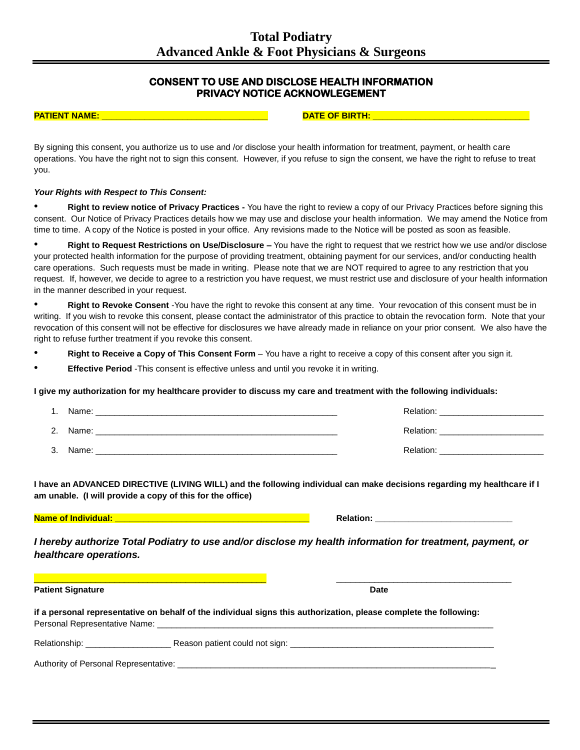# Total Podiatry
# Advanced Ankle & Foot Physicians & Surgeons

## CONSENT TO USE AND DISCLOSE HEALTH INFORMATION
## PRIVACY NOTICE ACKNOWLEGEMENT

**PATIENT NAME:** ________________________________ **DATE OF BIRTH:** ________________________________

By signing this consent, you authorize us to use and /or disclose your health information for treatment, payment, or health care operations. You have the right not to sign this consent. However, if you refuse to sign the consent, we have the right to refuse to treat you.

***Your Rights with Respect to This Consent:***

- **Right to review notice of Privacy Practices -** You have the right to review a copy of our Privacy Practices before signing this consent. Our Notice of Privacy Practices details how we may use and disclose your health information. We may amend the Notice from time to time. A copy of the Notice is posted in your office. Any revisions made to the Notice will be posted as soon as feasible.
- **Right to Request Restrictions on Use/Disclosure –** You have the right to request that we restrict how we use and/or disclose your protected health information for the purpose of providing treatment, obtaining payment for our services, and/or conducting health care operations. Such requests must be made in writing. Please note that we are NOT required to agree to any restriction that you request. If, however, we decide to agree to a restriction you have request, we must restrict use and disclosure of your health information in the manner described in your request.
- **Right to Revoke Consent** -You have the right to revoke this consent at any time. Your revocation of this consent must be in writing. If you wish to revoke this consent, please contact the administrator of this practice to obtain the revocation form. Note that your revocation of this consent will not be effective for disclosures we have already made in reliance on your prior consent. We also have the right to refuse further treatment if you revoke this consent.
- **Right to Receive a Copy of This Consent Form** – You have a right to receive a copy of this consent after you sign it.
- **Effective Period** -This consent is effective unless and until you revoke it in writing.

**I give my authorization for my healthcare provider to discuss my care and treatment with the following individuals:**

1. Name: ____________________________________________________ Relation: ______________________
2. Name: ____________________________________________________ Relation: ______________________
3. Name: ____________________________________________________ Relation: ______________________

**I have an ADVANCED DIRECTIVE (LIVING WILL) and the following individual can make decisions regarding my healthcare if I am unable. (I will provide a copy of this for the office)**

**Name of Individual:** ________________________________________ **Relation:** ____________________________

***I hereby authorize Total Podiatry to use and/or disclose my health information for treatment, payment, or healthcare operations.***

________________________________________________ ____________________________________

**Patient Signature** **Date**

**if a personal representative on behalf of the individual signs this authorization, please complete the following:**

Personal Representative Name: ________________________________________________________________________

Relationship: __________________ Reason patient could not sign: ___________________________________________

Authority of Personal Representative: _________________________________________________________________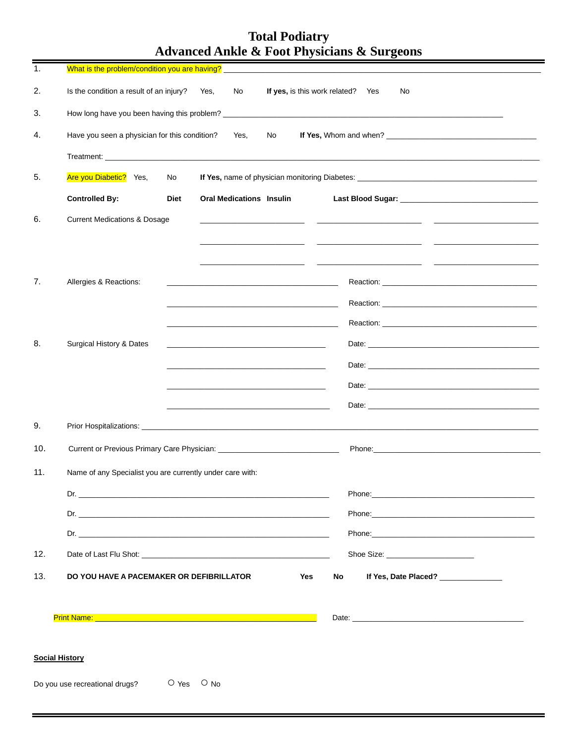# Total Podiatry
# Advanced Ankle & Foot Physicians & Surgeons

1. What is the problem/condition you are having? ______________________________

2. Is the condition a result of an injury? Yes, No **If yes,** is this work related? Yes No

3. How long have you been having this problem? ______________________________

4. Have you seen a physician for this condition? Yes, No **If Yes,** Whom and when? ______________________________

   Treatment: ______________________________

5. Are you Diabetic? Yes, No **If Yes,** name of physician monitoring Diabetes: ______________________________

   **Controlled By:** **Diet** **Oral Medications** **Insulin** **Last Blood Sugar:** ______________________________

6. Current Medications & Dosage ______________ ______________ ______________

   ______________ ______________ ______________

   ______________ ______________ ______________

7. Allergies & Reactions: ______________ Reaction: ______________

   ______________ Reaction: ______________

   ______________ Reaction: ______________

8. Surgical History & Dates ______________ Date: ______________

   ______________ Date: ______________

   ______________ Date: ______________

   ______________ Date: ______________

9. Prior Hospitalizations: ______________________________

10. Current or Previous Primary Care Physician: ______________ Phone: ______________

11. Name of any Specialist you are currently under care with:

    Dr. ______________ Phone: ______________

    Dr. ______________ Phone: ______________

    Dr. ______________ Phone: ______________

12. Date of Last Flu Shot: ______________ Shoe Size: ______________

13. **DO YOU HAVE A PACEMAKER OR DEFIBRILLATOR** **Yes** **No** **If Yes, Date Placed?** ______________

Print Name: ______________________________ Date: ______________________________

**Social History**

Do you use recreational drugs? ○ Yes ○ No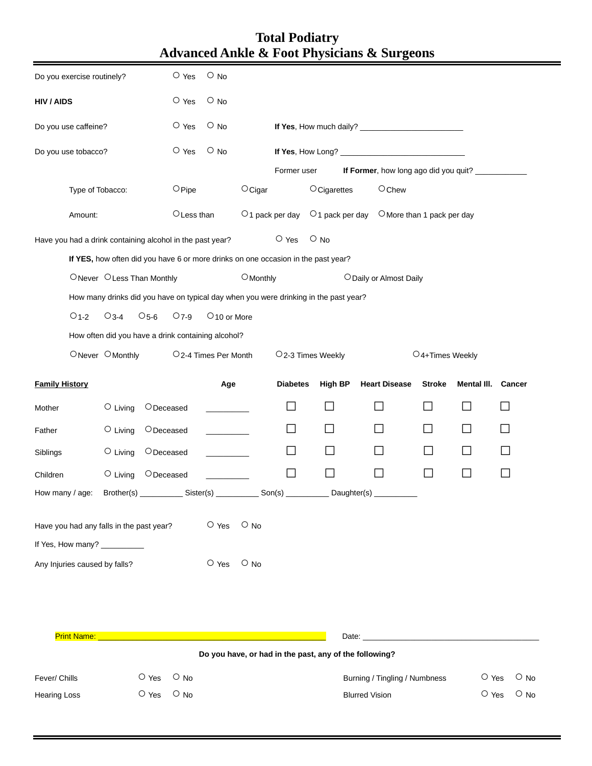# Total Podiatry
# Advanced Ankle & Foot Physicians & Surgeons

Do you exercise routinely? ○ Yes ○ No

**HIV / AIDS** ○ Yes ○ No

Do you use caffeine? ○ Yes ○ No **If Yes**, How much daily? ______________________

Do you use tobacco? ○ Yes ○ No **If Yes**, How Long? ____________________________

Former user **If Former**, how long ago did you quit? ____________

Type of Tobacco: ○ Pipe ○ Cigar ○ Cigarettes ○ Chew

Amount: ○ Less than ○ 1 pack per day ○ 1 pack per day ○ More than 1 pack per day

Have you had a drink containing alcohol in the past year? ○ Yes ○ No

**If YES,** how often did you have 6 or more drinks on one occasion in the past year?

○ Never ○ Less Than Monthly ○ Monthly ○ Daily or Almost Daily

How many drinks did you have on typical day when you were drinking in the past year?

○ 1-2 ○ 3-4 ○ 5-6 ○ 7-9 ○ 10 or More

How often did you have a drink containing alcohol?

○ Never ○ Monthly ○ 2-4 Times Per Month ○ 2-3 Times Weekly ○ 4+Times Weekly

| **Family History** | | | Age | Diabetes | High BP | Heart Disease | Stroke | Mental Ill. | Cancer |
|---|---|---|---|---|---|---|---|---|---|
| Mother | ○ Living | ○ Deceased | _________ | ☐ | ☐ | ☐ | ☐ | ☐ | ☐ |
| Father | ○ Living | ○ Deceased | _________ | ☐ | ☐ | ☐ | ☐ | ☐ | ☐ |
| Siblings | ○ Living | ○ Deceased | _________ | ☐ | ☐ | ☐ | ☐ | ☐ | ☐ |
| Children | ○ Living | ○ Deceased | _________ | ☐ | ☐ | ☐ | ☐ | ☐ | ☐ |

How many / age: Brother(s) _________ Sister(s) _________ Son(s) _________ Daughter(s) _________

Have you had any falls in the past year? ○ Yes ○ No

If Yes, How many? _________

Any Injuries caused by falls? ○ Yes ○ No

Print Name: ____________________________________________ Date: ________________________________________

**Do you have, or had in the past, any of the following?**

| | | | | | |
|---|---|---|---|---|---|
| Fever/ Chills | ○ Yes | ○ No | Burning / Tingling / Numbness | ○ Yes | ○ No |
| Hearing Loss | ○ Yes | ○ No | Blurred Vision | ○ Yes | ○ No |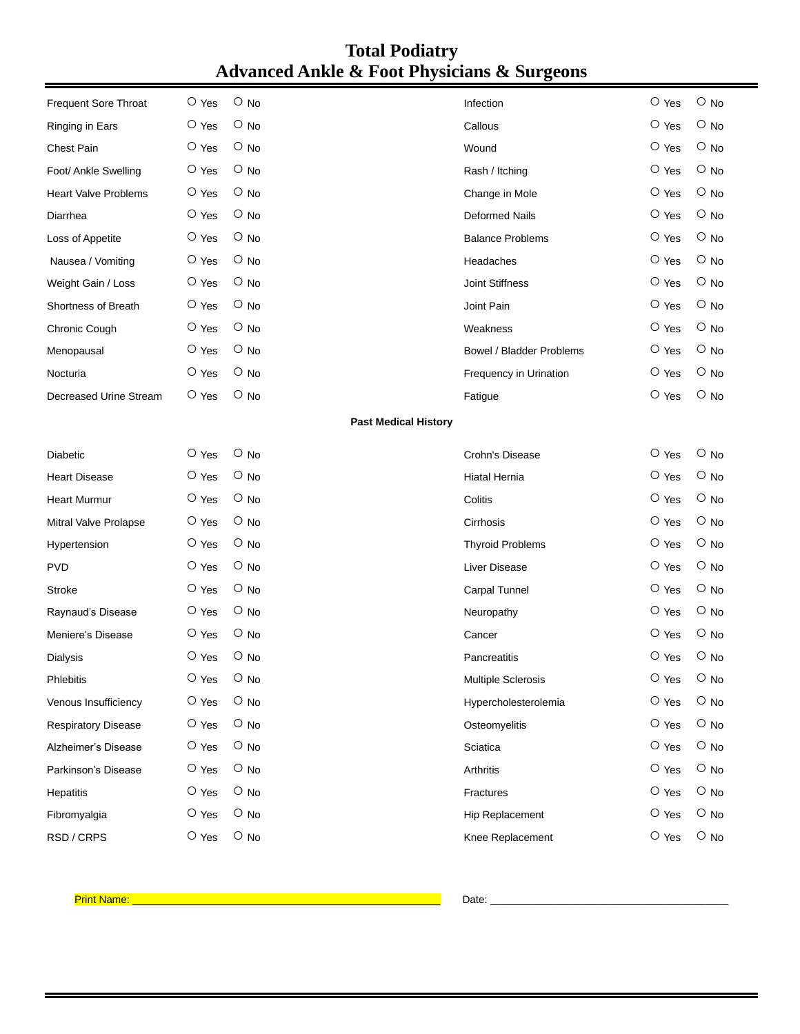# Total Podiatry
## Advanced Ankle & Foot Physicians & Surgeons

| | | | | | |
|---|---|---|---|---|---|
| Frequent Sore Throat | ○ Yes | ○ No | Infection | ○ Yes | ○ No |
| Ringing in Ears | ○ Yes | ○ No | Callous | ○ Yes | ○ No |
| Chest Pain | ○ Yes | ○ No | Wound | ○ Yes | ○ No |
| Foot/ Ankle Swelling | ○ Yes | ○ No | Rash / Itching | ○ Yes | ○ No |
| Heart Valve Problems | ○ Yes | ○ No | Change in Mole | ○ Yes | ○ No |
| Diarrhea | ○ Yes | ○ No | Deformed Nails | ○ Yes | ○ No |
| Loss of Appetite | ○ Yes | ○ No | Balance Problems | ○ Yes | ○ No |
| Nausea / Vomiting | ○ Yes | ○ No | Headaches | ○ Yes | ○ No |
| Weight Gain / Loss | ○ Yes | ○ No | Joint Stiffness | ○ Yes | ○ No |
| Shortness of Breath | ○ Yes | ○ No | Joint Pain | ○ Yes | ○ No |
| Chronic Cough | ○ Yes | ○ No | Weakness | ○ Yes | ○ No |
| Menopausal | ○ Yes | ○ No | Bowel / Bladder Problems | ○ Yes | ○ No |
| Nocturia | ○ Yes | ○ No | Frequency in Urination | ○ Yes | ○ No |
| Decreased Urine Stream | ○ Yes | ○ No | Fatigue | ○ Yes | ○ No |

**Past Medical History**

| | | | | | |
|---|---|---|---|---|---|
| Diabetic | ○ Yes | ○ No | Crohn's Disease | ○ Yes | ○ No |
| Heart Disease | ○ Yes | ○ No | Hiatal Hernia | ○ Yes | ○ No |
| Heart Murmur | ○ Yes | ○ No | Colitis | ○ Yes | ○ No |
| Mitral Valve Prolapse | ○ Yes | ○ No | Cirrhosis | ○ Yes | ○ No |
| Hypertension | ○ Yes | ○ No | Thyroid Problems | ○ Yes | ○ No |
| PVD | ○ Yes | ○ No | Liver Disease | ○ Yes | ○ No |
| Stroke | ○ Yes | ○ No | Carpal Tunnel | ○ Yes | ○ No |
| Raynaud's Disease | ○ Yes | ○ No | Neuropathy | ○ Yes | ○ No |
| Meniere's Disease | ○ Yes | ○ No | Cancer | ○ Yes | ○ No |
| Dialysis | ○ Yes | ○ No | Pancreatitis | ○ Yes | ○ No |
| Phlebitis | ○ Yes | ○ No | Multiple Sclerosis | ○ Yes | ○ No |
| Venous Insufficiency | ○ Yes | ○ No | Hypercholesterolemia | ○ Yes | ○ No |
| Respiratory Disease | ○ Yes | ○ No | Osteomyelitis | ○ Yes | ○ No |
| Alzheimer's Disease | ○ Yes | ○ No | Sciatica | ○ Yes | ○ No |
| Parkinson's Disease | ○ Yes | ○ No | Arthritis | ○ Yes | ○ No |
| Hepatitis | ○ Yes | ○ No | Fractures | ○ Yes | ○ No |
| Fibromyalgia | ○ Yes | ○ No | Hip Replacement | ○ Yes | ○ No |
| RSD / CRPS | ○ Yes | ○ No | Knee Replacement | ○ Yes | ○ No |

Print Name: ______________________________________________ Date: ________________________________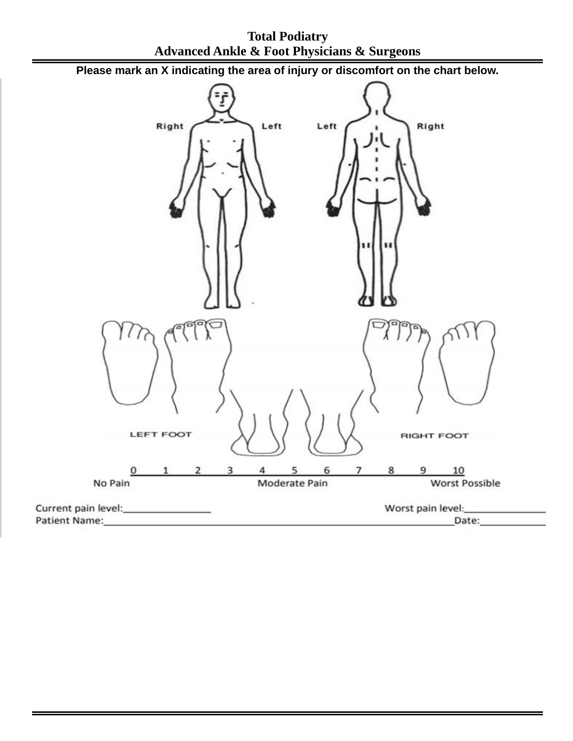**Total Podiatry**
**Advanced Ankle & Foot Physicians & Surgeons**

**Please mark an X indicating the area of injury or discomfort on the chart below.**

Right Left Left Right

LEFT FOOT RIGHT FOOT

0 1 2 3 4 5 6 7 8 9 10

No Pain Moderate Pain Worst Possible

Current pain level:________________ Worst pain level:_______________

Patient Name:_________________________________________________________Date:____________